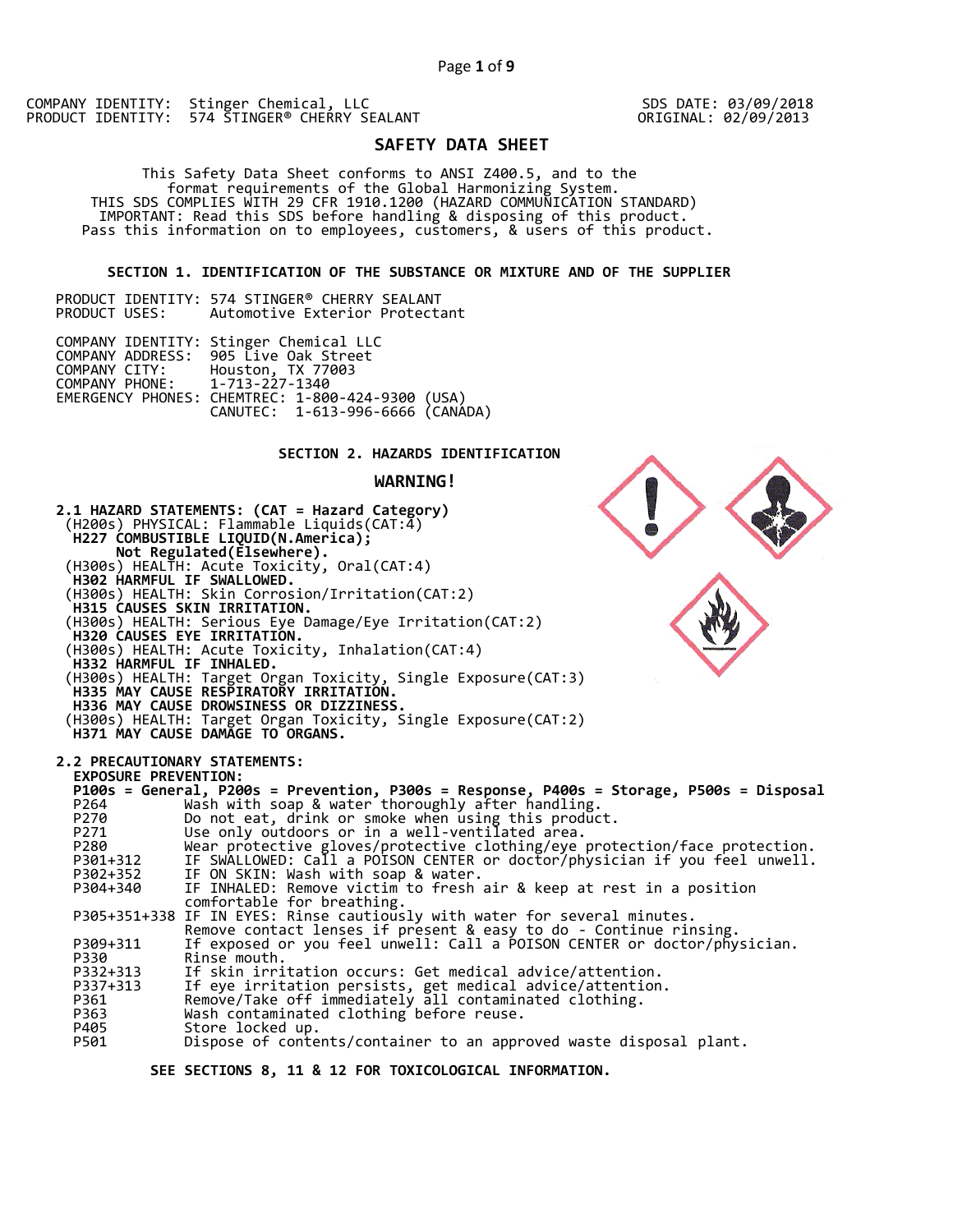COMPANY IDENTITY: Stinger Chemical, LLC
PRODUCT IDENTITY: 574 STINGER® CHERRY SEALANT

SDS DATE: 03/09/2018
ORIGINAL: 02/09/2013

# SAFETY DATA SHEET

This Safety Data Sheet conforms to ANSI Z400.5, and to the format requirements of the Global Harmonizing System.
THIS SDS COMPLIES WITH 29 CFR 1910.1200 (HAZARD COMMUNICATION STANDARD)
IMPORTANT: Read this SDS before handling & disposing of this product.
Pass this information on to employees, customers, & users of this product.

## SECTION 1. IDENTIFICATION OF THE SUBSTANCE OR MIXTURE AND OF THE SUPPLIER

PRODUCT IDENTITY: 574 STINGER® CHERRY SEALANT
PRODUCT USES: Automotive Exterior Protectant

COMPANY IDENTITY: Stinger Chemical LLC
COMPANY ADDRESS: 905 Live Oak Street
COMPANY CITY: Houston, TX 77003
COMPANY PHONE: 1-713-227-1340
EMERGENCY PHONES: CHEMTREC: 1-800-424-9300 (USA)
CANUTEC: 1-613-996-6666 (CANADA)

## SECTION 2. HAZARDS IDENTIFICATION

**WARNING!**

**2.1 HAZARD STATEMENTS: (CAT = Hazard Category)**

(H200s) PHYSICAL: Flammable Liquids(CAT:4)
**H227 COMBUSTIBLE LIQUID(N.America); Not Regulated(Elsewhere).**
(H300s) HEALTH: Acute Toxicity, Oral(CAT:4)
**H302 HARMFUL IF SWALLOWED.**
(H300s) HEALTH: Skin Corrosion/Irritation(CAT:2)
**H315 CAUSES SKIN IRRITATION.**
(H300s) HEALTH: Serious Eye Damage/Eye Irritation(CAT:2)
**H320 CAUSES EYE IRRITATION.**
(H300s) HEALTH: Acute Toxicity, Inhalation(CAT:4)
**H332 HARMFUL IF INHALED.**
(H300s) HEALTH: Target Organ Toxicity, Single Exposure(CAT:3)
**H335 MAY CAUSE RESPIRATORY IRRITATION.**
**H336 MAY CAUSE DROWSINESS OR DIZZINESS.**
(H300s) HEALTH: Target Organ Toxicity, Single Exposure(CAT:2)
**H371 MAY CAUSE DAMAGE TO ORGANS.**

**2.2 PRECAUTIONARY STATEMENTS:**

**EXPOSURE PREVENTION:**

**P100s = General, P200s = Prevention, P300s = Response, P400s = Storage, P500s = Disposal**

| Code | Statement |
|---|---|
| P264 | Wash with soap & water thoroughly after handling. |
| P270 | Do not eat, drink or smoke when using this product. |
| P271 | Use only outdoors or in a well-ventilated area. |
| P280 | Wear protective gloves/protective clothing/eye protection/face protection. |
| P301+312 | IF SWALLOWED: Call a POISON CENTER or doctor/physician if you feel unwell. |
| P302+352 | IF ON SKIN: Wash with soap & water. |
| P304+340 | IF INHALED: Remove victim to fresh air & keep at rest in a position comfortable for breathing. |
| P305+351+338 | IF IN EYES: Rinse cautiously with water for several minutes. Remove contact lenses if present & easy to do - Continue rinsing. |
| P309+311 | If exposed or you feel unwell: Call a POISON CENTER or doctor/physician. |
| P330 | Rinse mouth. |
| P332+313 | If skin irritation occurs: Get medical advice/attention. |
| P337+313 | If eye irritation persists, get medical advice/attention. |
| P361 | Remove/Take off immediately all contaminated clothing. |
| P363 | Wash contaminated clothing before reuse. |
| P405 | Store locked up. |
| P501 | Dispose of contents/container to an approved waste disposal plant. |

**SEE SECTIONS 8, 11 & 12 FOR TOXICOLOGICAL INFORMATION.**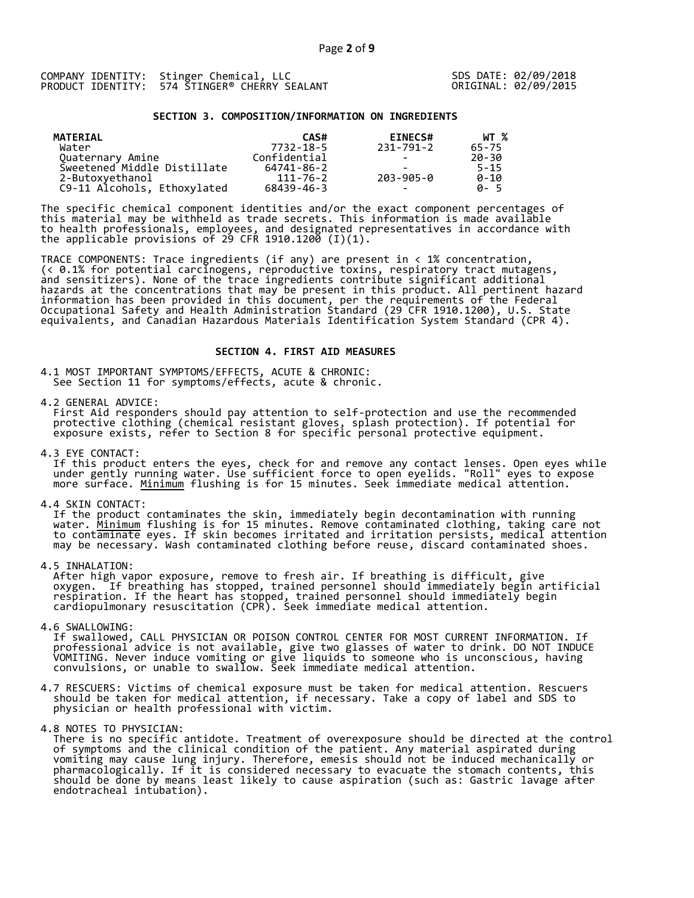COMPANY IDENTITY: Stinger Chemical, LLC
PRODUCT IDENTITY: 574 STINGER® CHERRY SEALANT

SDS DATE: 02/09/2018
ORIGINAL: 02/09/2015

## SECTION 3. COMPOSITION/INFORMATION ON INGREDIENTS

| MATERIAL | CAS# | EINECS# | WT % |
|---|---|---|---|
| Water | 7732-18-5 | 231-791-2 | 65-75 |
| Quaternary Amine | Confidential | - | 20-30 |
| Sweetened Middle Distillate | 64741-86-2 | - | 5-15 |
| 2-Butoxyethanol | 111-76-2 | 203-905-0 | 0-10 |
| C9-11 Alcohols, Ethoxylated | 68439-46-3 | - | 0- 5 |

The specific chemical component identities and/or the exact component percentages of this material may be withheld as trade secrets. This information is made available to health professionals, employees, and designated representatives in accordance with the applicable provisions of 29 CFR 1910.1200 (I)(1).

TRACE COMPONENTS: Trace ingredients (if any) are present in < 1% concentration, (< 0.1% for potential carcinogens, reproductive toxins, respiratory tract mutagens, and sensitizers). None of the trace ingredients contribute significant additional hazards at the concentrations that may be present in this product. All pertinent hazard information has been provided in this document, per the requirements of the Federal Occupational Safety and Health Administration Standard (29 CFR 1910.1200), U.S. State equivalents, and Canadian Hazardous Materials Identification System Standard (CPR 4).

## SECTION 4. FIRST AID MEASURES

4.1 MOST IMPORTANT SYMPTOMS/EFFECTS, ACUTE & CHRONIC:
See Section 11 for symptoms/effects, acute & chronic.

4.2 GENERAL ADVICE:
First Aid responders should pay attention to self-protection and use the recommended protective clothing (chemical resistant gloves, splash protection). If potential for exposure exists, refer to Section 8 for specific personal protective equipment.

4.3 EYE CONTACT:
If this product enters the eyes, check for and remove any contact lenses. Open eyes while under gently running water. Use sufficient force to open eyelids. "Roll" eyes to expose more surface. Minimum flushing is for 15 minutes. Seek immediate medical attention.

4.4 SKIN CONTACT:
If the product contaminates the skin, immediately begin decontamination with running water. Minimum flushing is for 15 minutes. Remove contaminated clothing, taking care not to contaminate eyes. If skin becomes irritated and irritation persists, medical attention may be necessary. Wash contaminated clothing before reuse, discard contaminated shoes.

4.5 INHALATION:
After high vapor exposure, remove to fresh air. If breathing is difficult, give oxygen. If breathing has stopped, trained personnel should immediately begin artificial respiration. If the heart has stopped, trained personnel should immediately begin cardiopulmonary resuscitation (CPR). Seek immediate medical attention.

4.6 SWALLOWING:
If swallowed, CALL PHYSICIAN OR POISON CONTROL CENTER FOR MOST CURRENT INFORMATION. If professional advice is not available, give two glasses of water to drink. DO NOT INDUCE VOMITING. Never induce vomiting or give liquids to someone who is unconscious, having convulsions, or unable to swallow. Seek immediate medical attention.

4.7 RESCUERS: Victims of chemical exposure must be taken for medical attention. Rescuers should be taken for medical attention, if necessary. Take a copy of label and SDS to physician or health professional with victim.

4.8 NOTES TO PHYSICIAN:
There is no specific antidote. Treatment of overexposure should be directed at the control of symptoms and the clinical condition of the patient. Any material aspirated during vomiting may cause lung injury. Therefore, emesis should not be induced mechanically or pharmacologically. If it is considered necessary to evacuate the stomach contents, this should be done by means least likely to cause aspiration (such as: Gastric lavage after endotracheal intubation).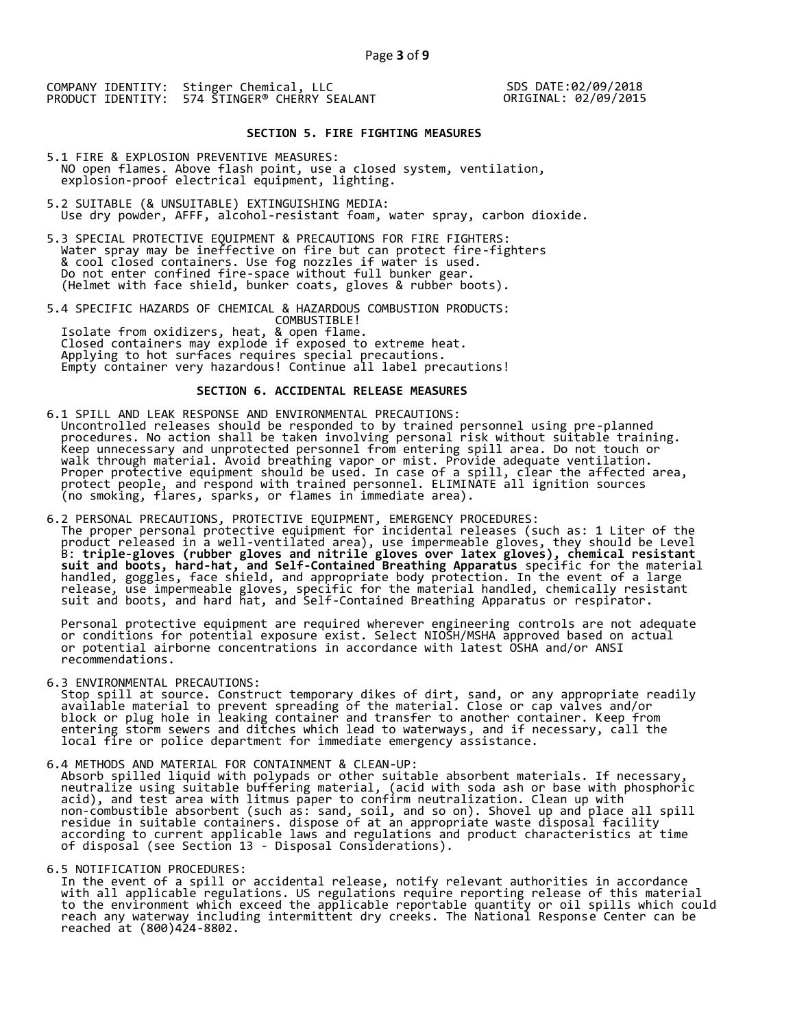COMPANY IDENTITY: Stinger Chemical, LLC
PRODUCT IDENTITY: 574 STINGER® CHERRY SEALANT

SDS DATE:02/09/2018
ORIGINAL: 02/09/2015

## SECTION 5. FIRE FIGHTING MEASURES

5.1 FIRE & EXPLOSION PREVENTIVE MEASURES:
NO open flames. Above flash point, use a closed system, ventilation, explosion-proof electrical equipment, lighting.

5.2 SUITABLE (& UNSUITABLE) EXTINGUISHING MEDIA:
Use dry powder, AFFF, alcohol-resistant foam, water spray, carbon dioxide.

5.3 SPECIAL PROTECTIVE EQUIPMENT & PRECAUTIONS FOR FIRE FIGHTERS:
Water spray may be ineffective on fire but can protect fire-fighters & cool closed containers. Use fog nozzles if water is used. Do not enter confined fire-space without full bunker gear. (Helmet with face shield, bunker coats, gloves & rubber boots).

5.4 SPECIFIC HAZARDS OF CHEMICAL & HAZARDOUS COMBUSTION PRODUCTS:
COMBUSTIBLE!
Isolate from oxidizers, heat, & open flame.
Closed containers may explode if exposed to extreme heat.
Applying to hot surfaces requires special precautions.
Empty container very hazardous! Continue all label precautions!

## SECTION 6. ACCIDENTAL RELEASE MEASURES

6.1 SPILL AND LEAK RESPONSE AND ENVIRONMENTAL PRECAUTIONS:
Uncontrolled releases should be responded to by trained personnel using pre-planned procedures. No action shall be taken involving personal risk without suitable training. Keep unnecessary and unprotected personnel from entering spill area. Do not touch or walk through material. Avoid breathing vapor or mist. Provide adequate ventilation. Proper protective equipment should be used. In case of a spill, clear the affected area, protect people, and respond with trained personnel. ELIMINATE all ignition sources (no smoking, flares, sparks, or flames in immediate area).

6.2 PERSONAL PRECAUTIONS, PROTECTIVE EQUIPMENT, EMERGENCY PROCEDURES:
The proper personal protective equipment for incidental releases (such as: 1 Liter of the product released in a well-ventilated area), use impermeable gloves, they should be Level B: **triple-gloves (rubber gloves and nitrile gloves over latex gloves), chemical resistant suit and boots, hard-hat, and Self-Contained Breathing Apparatus** specific for the material handled, goggles, face shield, and appropriate body protection. In the event of a large release, use impermeable gloves, specific for the material handled, chemically resistant suit and boots, and hard hat, and Self-Contained Breathing Apparatus or respirator.

Personal protective equipment are required wherever engineering controls are not adequate or conditions for potential exposure exist. Select NIOSH/MSHA approved based on actual or potential airborne concentrations in accordance with latest OSHA and/or ANSI recommendations.

6.3 ENVIRONMENTAL PRECAUTIONS:
Stop spill at source. Construct temporary dikes of dirt, sand, or any appropriate readily available material to prevent spreading of the material. Close or cap valves and/or block or plug hole in leaking container and transfer to another container. Keep from entering storm sewers and ditches which lead to waterways, and if necessary, call the local fire or police department for immediate emergency assistance.

6.4 METHODS AND MATERIAL FOR CONTAINMENT & CLEAN-UP:
Absorb spilled liquid with polypads or other suitable absorbent materials. If necessary, neutralize using suitable buffering material, (acid with soda ash or base with phosphoric acid), and test area with litmus paper to confirm neutralization. Clean up with non-combustible absorbent (such as: sand, soil, and so on). Shovel up and place all spill residue in suitable containers. dispose of at an appropriate waste disposal facility according to current applicable laws and regulations and product characteristics at time of disposal (see Section 13 - Disposal Considerations).

6.5 NOTIFICATION PROCEDURES:
In the event of a spill or accidental release, notify relevant authorities in accordance with all applicable regulations. US regulations require reporting release of this material to the environment which exceed the applicable reportable quantity or oil spills which could reach any waterway including intermittent dry creeks. The National Response Center can be reached at (800)424-8802.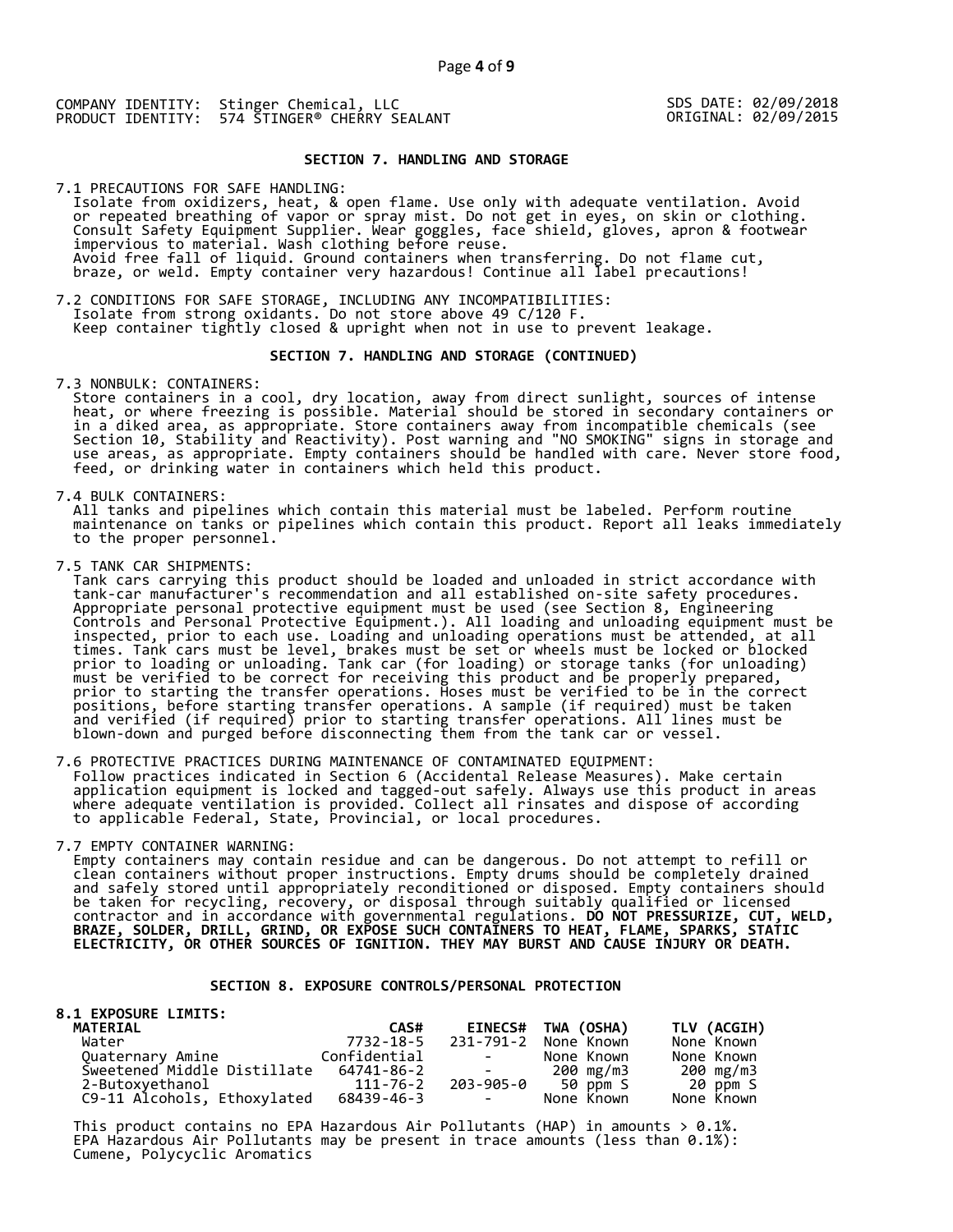COMPANY IDENTITY: Stinger Chemical, LLC
PRODUCT IDENTITY: 574 STINGER® CHERRY SEALANT

SDS DATE: 02/09/2018
ORIGINAL: 02/09/2015

## SECTION 7. HANDLING AND STORAGE

7.1 PRECAUTIONS FOR SAFE HANDLING:
Isolate from oxidizers, heat, & open flame. Use only with adequate ventilation. Avoid or repeated breathing of vapor or spray mist. Do not get in eyes, on skin or clothing. Consult Safety Equipment Supplier. Wear goggles, face shield, gloves, apron & footwear impervious to material. Wash clothing before reuse.
Avoid free fall of liquid. Ground containers when transferring. Do not flame cut, braze, or weld. Empty container very hazardous! Continue all label precautions!

7.2 CONDITIONS FOR SAFE STORAGE, INCLUDING ANY INCOMPATIBILITIES:
Isolate from strong oxidants. Do not store above 49 C/120 F.
Keep container tightly closed & upright when not in use to prevent leakage.

## SECTION 7. HANDLING AND STORAGE (CONTINUED)

7.3 NONBULK: CONTAINERS:
Store containers in a cool, dry location, away from direct sunlight, sources of intense heat, or where freezing is possible. Material should be stored in secondary containers or in a diked area, as appropriate. Store containers away from incompatible chemicals (see Section 10, Stability and Reactivity). Post warning and "NO SMOKING" signs in storage and use areas, as appropriate. Empty containers should be handled with care. Never store food, feed, or drinking water in containers which held this product.

7.4 BULK CONTAINERS:
All tanks and pipelines which contain this material must be labeled. Perform routine maintenance on tanks or pipelines which contain this product. Report all leaks immediately to the proper personnel.

7.5 TANK CAR SHIPMENTS:
Tank cars carrying this product should be loaded and unloaded in strict accordance with tank-car manufacturer's recommendation and all established on-site safety procedures. Appropriate personal protective equipment must be used (see Section 8, Engineering Controls and Personal Protective Equipment.). All loading and unloading equipment must be inspected, prior to each use. Loading and unloading operations must be attended, at all times. Tank cars must be level, brakes must be set or wheels must be locked or blocked prior to loading or unloading. Tank car (for loading) or storage tanks (for unloading) must be verified to be correct for receiving this product and be properly prepared, prior to starting the transfer operations. Hoses must be verified to be in the correct positions, before starting transfer operations. A sample (if required) must be taken and verified (if required) prior to starting transfer operations. All lines must be blown-down and purged before disconnecting them from the tank car or vessel.

7.6 PROTECTIVE PRACTICES DURING MAINTENANCE OF CONTAMINATED EQUIPMENT:
Follow practices indicated in Section 6 (Accidental Release Measures). Make certain application equipment is locked and tagged-out safely. Always use this product in areas where adequate ventilation is provided. Collect all rinsates and dispose of according to applicable Federal, State, Provincial, or local procedures.

7.7 EMPTY CONTAINER WARNING:
Empty containers may contain residue and can be dangerous. Do not attempt to refill or clean containers without proper instructions. Empty drums should be completely drained and safely stored until appropriately reconditioned or disposed. Empty containers should be taken for recycling, recovery, or disposal through suitably qualified or licensed contractor and in accordance with governmental regulations. **DO NOT PRESSURIZE, CUT, WELD, BRAZE, SOLDER, DRILL, GRIND, OR EXPOSE SUCH CONTAINERS TO HEAT, FLAME, SPARKS, STATIC ELECTRICITY, OR OTHER SOURCES OF IGNITION. THEY MAY BURST AND CAUSE INJURY OR DEATH.**

## SECTION 8. EXPOSURE CONTROLS/PERSONAL PROTECTION

**8.1 EXPOSURE LIMITS:**

| MATERIAL | CAS# | EINECS# | TWA (OSHA) | TLV (ACGIH) |
|---|---|---|---|---|
| Water | 7732-18-5 | 231-791-2 | None Known | None Known |
| Quaternary Amine | Confidential | - | None Known | None Known |
| Sweetened Middle Distillate | 64741-86-2 | - | 200 mg/m3 | 200 mg/m3 |
| 2-Butoxyethanol | 111-76-2 | 203-905-0 | 50 ppm S | 20 ppm S |
| C9-11 Alcohols, Ethoxylated | 68439-46-3 | - | None Known | None Known |

This product contains no EPA Hazardous Air Pollutants (HAP) in amounts > 0.1%.
EPA Hazardous Air Pollutants may be present in trace amounts (less than 0.1%):
Cumene, Polycyclic Aromatics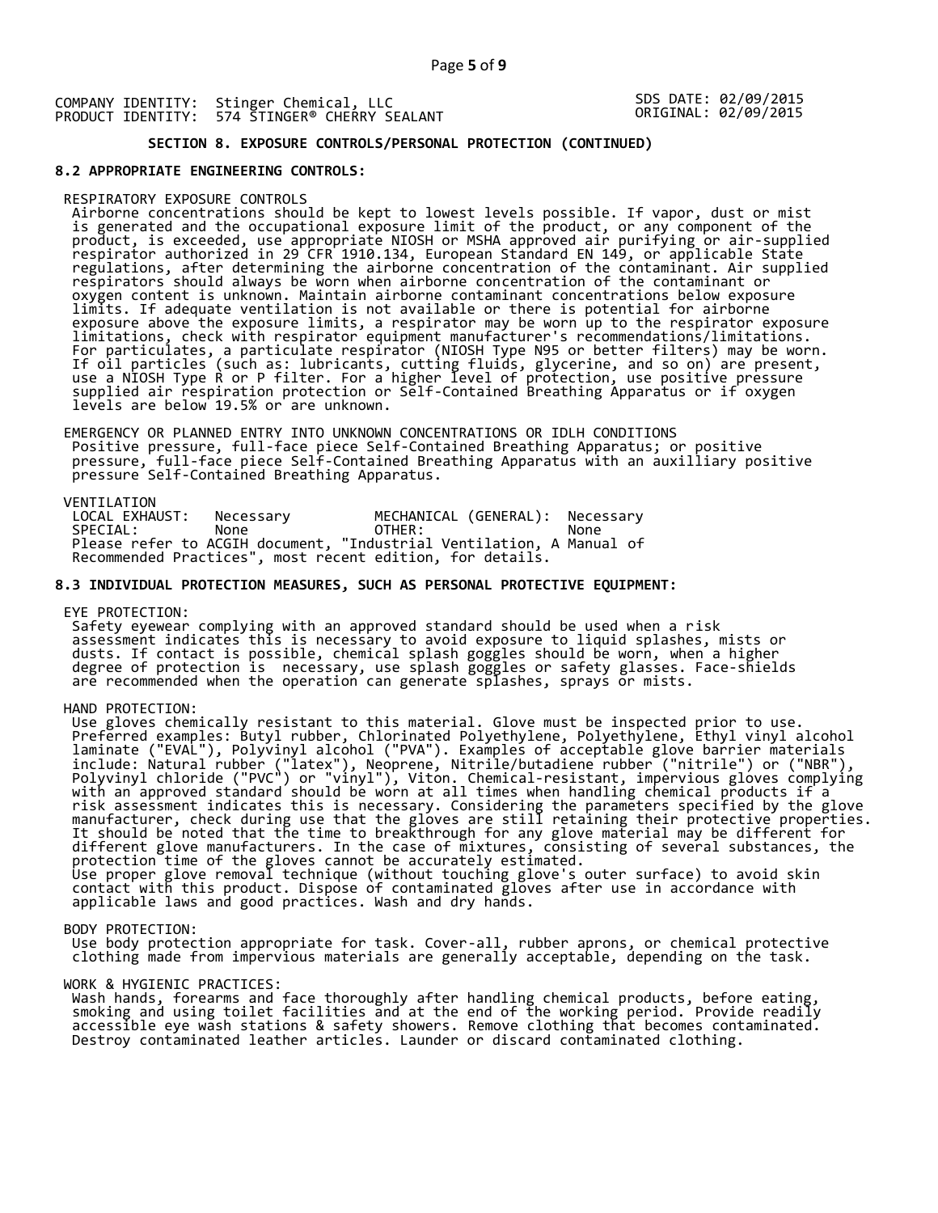COMPANY IDENTITY: Stinger Chemical, LLC
PRODUCT IDENTITY: 574 STINGER® CHERRY SEALANT

SDS DATE: 02/09/2015
ORIGINAL: 02/09/2015

## SECTION 8. EXPOSURE CONTROLS/PERSONAL PROTECTION (CONTINUED)

### 8.2 APPROPRIATE ENGINEERING CONTROLS:

RESPIRATORY EXPOSURE CONTROLS

Airborne concentrations should be kept to lowest levels possible. If vapor, dust or mist is generated and the occupational exposure limit of the product, or any component of the product, is exceeded, use appropriate NIOSH or MSHA approved air purifying or air-supplied respirator authorized in 29 CFR 1910.134, European Standard EN 149, or applicable State regulations, after determining the airborne concentration of the contaminant. Air supplied respirators should always be worn when airborne concentration of the contaminant or oxygen content is unknown. Maintain airborne contaminant concentrations below exposure limits. If adequate ventilation is not available or there is potential for airborne exposure above the exposure limits, a respirator may be worn up to the respirator exposure limitations, check with respirator equipment manufacturer's recommendations/limitations. For particulates, a particulate respirator (NIOSH Type N95 or better filters) may be worn. If oil particles (such as: lubricants, cutting fluids, glycerine, and so on) are present, use a NIOSH Type R or P filter. For a higher level of protection, use positive pressure supplied air respiration protection or Self-Contained Breathing Apparatus or if oxygen levels are below 19.5% or are unknown.

EMERGENCY OR PLANNED ENTRY INTO UNKNOWN CONCENTRATIONS OR IDLH CONDITIONS

Positive pressure, full-face piece Self-Contained Breathing Apparatus; or positive pressure, full-face piece Self-Contained Breathing Apparatus with an auxilliary positive pressure Self-Contained Breathing Apparatus.

VENTILATION

| LOCAL EXHAUST: | Necessary | MECHANICAL (GENERAL): | Necessary |
|---|---|---|---|
| SPECIAL: | None | OTHER: | None |

Please refer to ACGIH document, "Industrial Ventilation, A Manual of Recommended Practices", most recent edition, for details.

### 8.3 INDIVIDUAL PROTECTION MEASURES, SUCH AS PERSONAL PROTECTIVE EQUIPMENT:

EYE PROTECTION:

Safety eyewear complying with an approved standard should be used when a risk assessment indicates this is necessary to avoid exposure to liquid splashes, mists or dusts. If contact is possible, chemical splash goggles should be worn, when a higher degree of protection is necessary, use splash goggles or safety glasses. Face-shields are recommended when the operation can generate splashes, sprays or mists.

HAND PROTECTION:

Use gloves chemically resistant to this material. Glove must be inspected prior to use. Preferred examples: Butyl rubber, Chlorinated Polyethylene, Polyethylene, Ethyl vinyl alcohol laminate ("EVAL"), Polyvinyl alcohol ("PVA"). Examples of acceptable glove barrier materials include: Natural rubber ("latex"), Neoprene, Nitrile/butadiene rubber ("nitrile") or ("NBR"), Polyvinyl chloride ("PVC") or "vinyl"), Viton. Chemical-resistant, impervious gloves complying with an approved standard should be worn at all times when handling chemical products if a risk assessment indicates this is necessary. Considering the parameters specified by the glove manufacturer, check during use that the gloves are still retaining their protective properties. It should be noted that the time to breakthrough for any glove material may be different for different glove manufacturers. In the case of mixtures, consisting of several substances, the protection time of the gloves cannot be accurately estimated.
Use proper glove removal technique (without touching glove's outer surface) to avoid skin contact with this product. Dispose of contaminated gloves after use in accordance with applicable laws and good practices. Wash and dry hands.

BODY PROTECTION:

Use body protection appropriate for task. Cover-all, rubber aprons, or chemical protective clothing made from impervious materials are generally acceptable, depending on the task.

WORK & HYGIENIC PRACTICES:

Wash hands, forearms and face thoroughly after handling chemical products, before eating, smoking and using toilet facilities and at the end of the working period. Provide readily accessible eye wash stations & safety showers. Remove clothing that becomes contaminated. Destroy contaminated leather articles. Launder or discard contaminated clothing.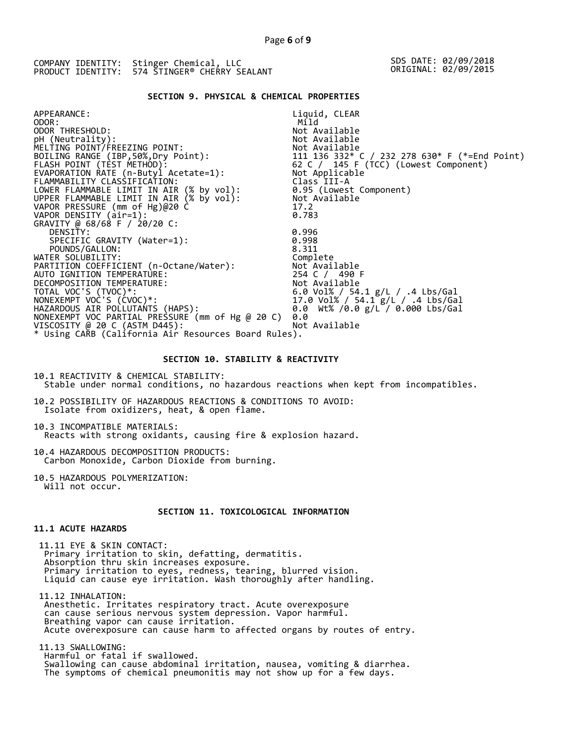COMPANY IDENTITY: Stinger Chemical, LLC
PRODUCT IDENTITY: 574 STINGER® CHERRY SEALANT

SDS DATE: 02/09/2018
ORIGINAL: 02/09/2015

## SECTION 9. PHYSICAL & CHEMICAL PROPERTIES

| | |
|---|---|
| APPEARANCE: | Liquid, CLEAR |
| ODOR: | Mild |
| ODOR THRESHOLD: | Not Available |
| pH (Neutrality): | Not Available |
| MELTING POINT/FREEZING POINT: | Not Available |
| BOILING RANGE (IBP,50%,Dry Point): | 111 136 332* C / 232 278 630* F (*=End Point) |
| FLASH POINT (TEST METHOD): | 62 C / 145 F (TCC) (Lowest Component) |
| EVAPORATION RATE (n-Butyl Acetate=1): | Not Applicable |
| FLAMMABILITY CLASSIFICATION: | Class III-A |
| LOWER FLAMMABLE LIMIT IN AIR (% by vol): | 0.95 (Lowest Component) |
| UPPER FLAMMABLE LIMIT IN AIR (% by vol): | Not Available |
| VAPOR PRESSURE (mm of Hg)@20 C | 17.2 |
| VAPOR DENSITY (air=1): | 0.783 |
| GRAVITY @ 68/68 F / 20/20 C: | |
| DENSITY: | 0.996 |
| SPECIFIC GRAVITY (Water=1): | 0.998 |
| POUNDS/GALLON: | 8.311 |
| WATER SOLUBILITY: | Complete |
| PARTITION COEFFICIENT (n-Octane/Water): | Not Available |
| AUTO IGNITION TEMPERATURE: | 254 C / 490 F |
| DECOMPOSITION TEMPERATURE: | Not Available |
| TOTAL VOC'S (TVOC)*: | 6.0 Vol% / 54.1 g/L / .4 Lbs/Gal |
| NONEXEMPT VOC'S (CVOC)*: | 17.0 Vol% / 54.1 g/L / .4 Lbs/Gal |
| HAZARDOUS AIR POLLUTANTS (HAPS): | 0.0 Wt% /0.0 g/L / 0.000 Lbs/Gal |
| NONEXEMPT VOC PARTIAL PRESSURE (mm of Hg @ 20 C) | 0.0 |
| VISCOSITY @ 20 C (ASTM D445): | Not Available |

* Using CARB (California Air Resources Board Rules).

## SECTION 10. STABILITY & REACTIVITY

10.1 REACTIVITY & CHEMICAL STABILITY:
Stable under normal conditions, no hazardous reactions when kept from incompatibles.

10.2 POSSIBILITY OF HAZARDOUS REACTIONS & CONDITIONS TO AVOID:
Isolate from oxidizers, heat, & open flame.

10.3 INCOMPATIBLE MATERIALS:
Reacts with strong oxidants, causing fire & explosion hazard.

10.4 HAZARDOUS DECOMPOSITION PRODUCTS:
Carbon Monoxide, Carbon Dioxide from burning.

10.5 HAZARDOUS POLYMERIZATION:
Will not occur.

## SECTION 11. TOXICOLOGICAL INFORMATION

### 11.1 ACUTE HAZARDS

11.11 EYE & SKIN CONTACT:
Primary irritation to skin, defatting, dermatitis.
Absorption thru skin increases exposure.
Primary irritation to eyes, redness, tearing, blurred vision.
Liquid can cause eye irritation. Wash thoroughly after handling.

11.12 INHALATION:
Anesthetic. Irritates respiratory tract. Acute overexposure
can cause serious nervous system depression. Vapor harmful.
Breathing vapor can cause irritation.
Acute overexposure can cause harm to affected organs by routes of entry.

11.13 SWALLOWING:
Harmful or fatal if swallowed.
Swallowing can cause abdominal irritation, nausea, vomiting & diarrhea.
The symptoms of chemical pneumonitis may not show up for a few days.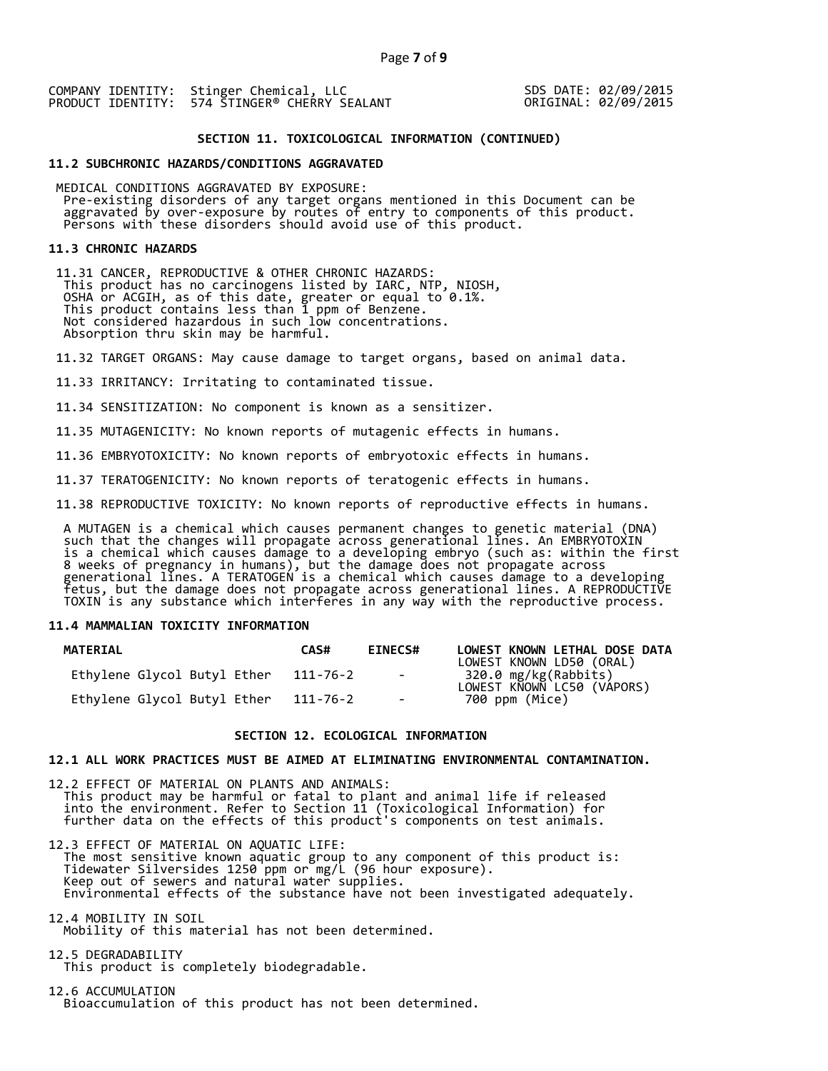COMPANY IDENTITY: Stinger Chemical, LLC
PRODUCT IDENTITY: 574 STINGER® CHERRY SEALANT

SDS DATE: 02/09/2015
ORIGINAL: 02/09/2015

## SECTION 11. TOXICOLOGICAL INFORMATION (CONTINUED)

### 11.2 SUBCHRONIC HAZARDS/CONDITIONS AGGRAVATED

MEDICAL CONDITIONS AGGRAVATED BY EXPOSURE:
Pre-existing disorders of any target organs mentioned in this Document can be aggravated by over-exposure by routes of entry to components of this product. Persons with these disorders should avoid use of this product.

### 11.3 CHRONIC HAZARDS

11.31 CANCER, REPRODUCTIVE & OTHER CHRONIC HAZARDS:
This product has no carcinogens listed by IARC, NTP, NIOSH, OSHA or ACGIH, as of this date, greater or equal to 0.1%.
This product contains less than 1 ppm of Benzene.
Not considered hazardous in such low concentrations.
Absorption thru skin may be harmful.

11.32 TARGET ORGANS: May cause damage to target organs, based on animal data.

11.33 IRRITANCY: Irritating to contaminated tissue.

11.34 SENSITIZATION: No component is known as a sensitizer.

11.35 MUTAGENICITY: No known reports of mutagenic effects in humans.

11.36 EMBRYOTOXICITY: No known reports of embryotoxic effects in humans.

11.37 TERATOGENICITY: No known reports of teratogenic effects in humans.

11.38 REPRODUCTIVE TOXICITY: No known reports of reproductive effects in humans.

A MUTAGEN is a chemical which causes permanent changes to genetic material (DNA) such that the changes will propagate across generational lines. An EMBRYOTOXIN is a chemical which causes damage to a developing embryo (such as: within the first 8 weeks of pregnancy in humans), but the damage does not propagate across generational lines. A TERATOGEN is a chemical which causes damage to a developing fetus, but the damage does not propagate across generational lines. A REPRODUCTIVE TOXIN is any substance which interferes in any way with the reproductive process.

### 11.4 MAMMALIAN TOXICITY INFORMATION

| MATERIAL | CAS# | EINECS# | LOWEST KNOWN LETHAL DOSE DATA |
|---|---|---|---|
| | | | LOWEST KNOWN LD50 (ORAL) |
| Ethylene Glycol Butyl Ether | 111-76-2 | - | 320.0 mg/kg(Rabbits) |
| | | | LOWEST KNOWN LC50 (VAPORS) |
| Ethylene Glycol Butyl Ether | 111-76-2 | - | 700 ppm (Mice) |

## SECTION 12. ECOLOGICAL INFORMATION

### 12.1 ALL WORK PRACTICES MUST BE AIMED AT ELIMINATING ENVIRONMENTAL CONTAMINATION.

12.2 EFFECT OF MATERIAL ON PLANTS AND ANIMALS:
This product may be harmful or fatal to plant and animal life if released into the environment. Refer to Section 11 (Toxicological Information) for further data on the effects of this product's components on test animals.

12.3 EFFECT OF MATERIAL ON AQUATIC LIFE:
The most sensitive known aquatic group to any component of this product is:
Tidewater Silversides 1250 ppm or mg/L (96 hour exposure).
Keep out of sewers and natural water supplies.
Environmental effects of the substance have not been investigated adequately.

12.4 MOBILITY IN SOIL
Mobility of this material has not been determined.

12.5 DEGRADABILITY
This product is completely biodegradable.

12.6 ACCUMULATION
Bioaccumulation of this product has not been determined.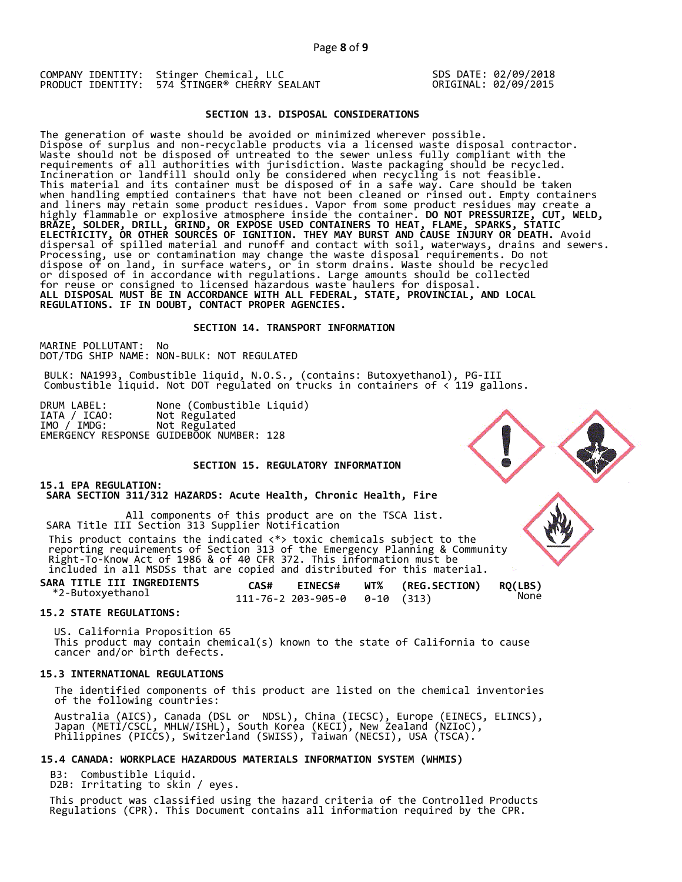COMPANY IDENTITY: Stinger Chemical, LLC
PRODUCT IDENTITY: 574 STINGER® CHERRY SEALANT

SDS DATE: 02/09/2018
ORIGINAL: 02/09/2015

## SECTION 13. DISPOSAL CONSIDERATIONS

The generation of waste should be avoided or minimized wherever possible. Dispose of surplus and non-recyclable products via a licensed waste disposal contractor. Waste should not be disposed of untreated to the sewer unless fully compliant with the requirements of all authorities with jurisdiction. Waste packaging should be recycled. Incineration or landfill should only be considered when recycling is not feasible. This material and its container must be disposed of in a safe way. Care should be taken when handling emptied containers that have not been cleaned or rinsed out. Empty containers and liners may retain some product residues. Vapor from some product residues may create a highly flammable or explosive atmosphere inside the container. **DO NOT PRESSURIZE, CUT, WELD, BRAZE, SOLDER, DRILL, GRIND, OR EXPOSE USED CONTAINERS TO HEAT, FLAME, SPARKS, STATIC ELECTRICITY, OR OTHER SOURCES OF IGNITION. THEY MAY BURST AND CAUSE INJURY OR DEATH.** Avoid dispersal of spilled material and runoff and contact with soil, waterways, drains and sewers. Processing, use or contamination may change the waste disposal requirements. Do not dispose of on land, in surface waters, or in storm drains. Waste should be recycled or disposed of in accordance with regulations. Large amounts should be collected for reuse or consigned to licensed hazardous waste haulers for disposal.
**ALL DISPOSAL MUST BE IN ACCORDANCE WITH ALL FEDERAL, STATE, PROVINCIAL, AND LOCAL REGULATIONS. IF IN DOUBT, CONTACT PROPER AGENCIES.**

## SECTION 14. TRANSPORT INFORMATION

MARINE POLLUTANT: No
DOT/TDG SHIP NAME: NON-BULK: NOT REGULATED

BULK: NA1993, Combustible liquid, N.O.S., (contains: Butoxyethanol), PG-III
Combustible liquid. Not DOT regulated on trucks in containers of < 119 gallons.

DRUM LABEL: None (Combustible Liquid)
IATA / ICAO: Not Regulated
IMO / IMDG: Not Regulated
EMERGENCY RESPONSE GUIDEBOOK NUMBER: 128

## SECTION 15. REGULATORY INFORMATION

### 15.1 EPA REGULATION:

**SARA SECTION 311/312 HAZARDS: Acute Health, Chronic Health, Fire**

All components of this product are on the TSCA list.
SARA Title III Section 313 Supplier Notification

This product contains the indicated <*> toxic chemicals subject to the reporting requirements of Section 313 of the Emergency Planning & Community Right-To-Know Act of 1986 & of 40 CFR 372. This information must be included in all MSDSs that are copied and distributed for this material.

| SARA TITLE III INGREDIENTS | CAS# | EINECS# | WT% | (REG.SECTION) | RQ(LBS) |
|---|---|---|---|---|---|
| *2-Butoxyethanol | 111-76-2 | 203-905-0 | 0-10 | (313) | None |

### 15.2 STATE REGULATIONS:

US. California Proposition 65
This product may contain chemical(s) known to the state of California to cause cancer and/or birth defects.

### 15.3 INTERNATIONAL REGULATIONS

The identified components of this product are listed on the chemical inventories of the following countries:

Australia (AICS), Canada (DSL or NDSL), China (IECSC), Europe (EINECS, ELINCS), Japan (METI/CSCL, MHLW/ISHL), South Korea (KECI), New Zealand (NZIoC), Philippines (PICCS), Switzerland (SWISS), Taiwan (NECSI), USA (TSCA).

### 15.4 CANADA: WORKPLACE HAZARDOUS MATERIALS INFORMATION SYSTEM (WHMIS)

B3: Combustible Liquid.
D2B: Irritating to skin / eyes.

This product was classified using the hazard criteria of the Controlled Products Regulations (CPR). This Document contains all information required by the CPR.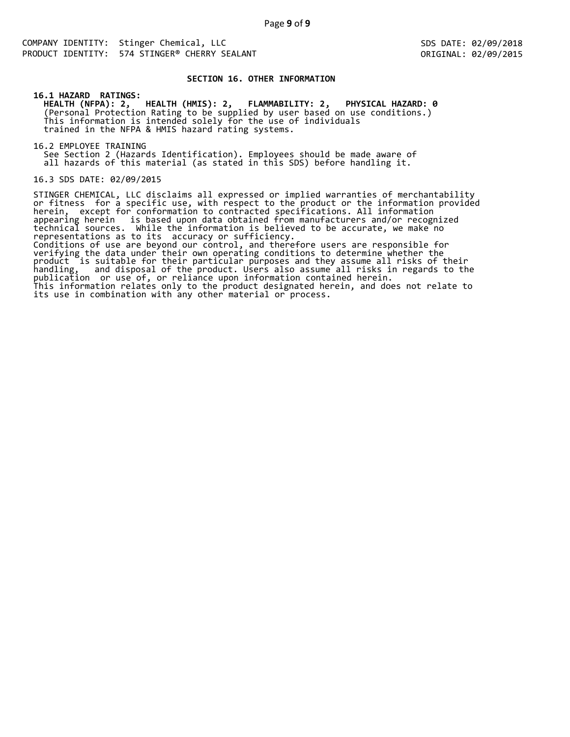## SECTION 16. OTHER INFORMATION

**16.1 HAZARD RATINGS:**

**HEALTH (NFPA): 2, HEALTH (HMIS): 2, FLAMMABILITY: 2, PHYSICAL HAZARD: 0**

(Personal Protection Rating to be supplied by user based on use conditions.)
This information is intended solely for the use of individuals trained in the NFPA & HMIS hazard rating systems.

16.2 EMPLOYEE TRAINING

See Section 2 (Hazards Identification). Employees should be made aware of all hazards of this material (as stated in this SDS) before handling it.

16.3 SDS DATE: 02/09/2015

STINGER CHEMICAL, LLC disclaims all expressed or implied warranties of merchantability or fitness for a specific use, with respect to the product or the information provided herein, except for conformation to contracted specifications. All information appearing herein is based upon data obtained from manufacturers and/or recognized technical sources. While the information is believed to be accurate, we make no representations as to its accuracy or sufficiency.
Conditions of use are beyond our control, and therefore users are responsible for verifying the data under their own operating conditions to determine whether the product is suitable for their particular purposes and they assume all risks of their handling, and disposal of the product. Users also assume all risks in regards to the publication or use of, or reliance upon information contained herein.
This information relates only to the product designated herein, and does not relate to its use in combination with any other material or process.